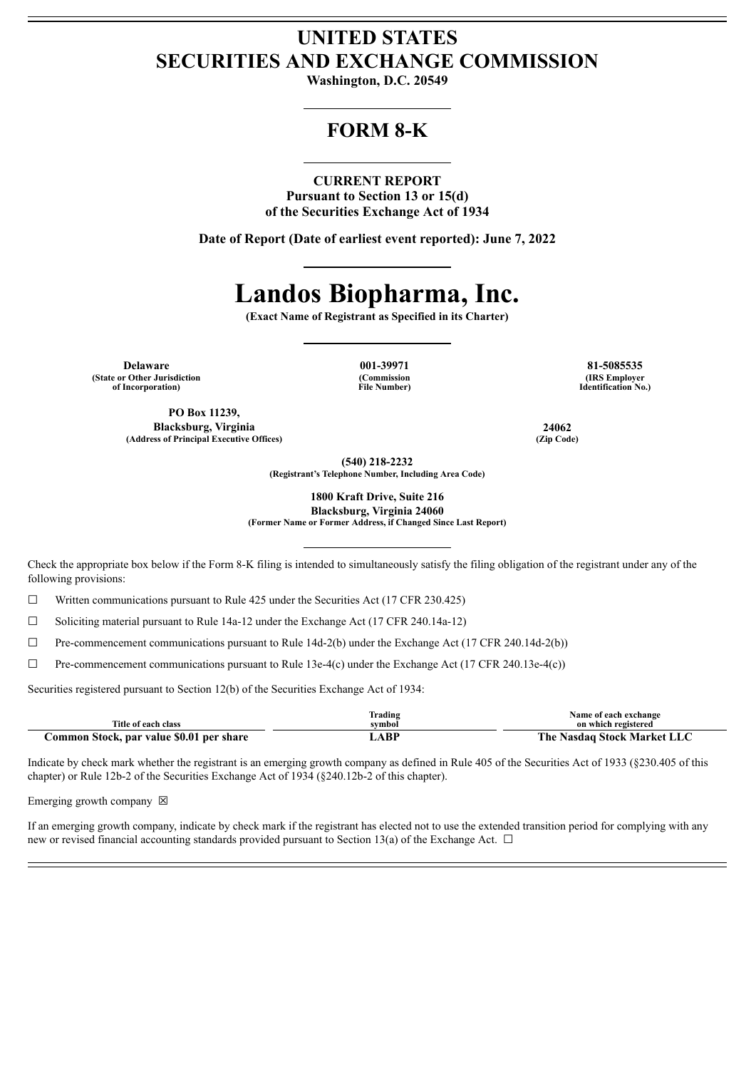# UNITED STATES
# SECURITIES AND EXCHANGE COMMISSION

**Washington, D.C. 20549**

## FORM 8-K

**CURRENT REPORT**
**Pursuant to Section 13 or 15(d)**
**of the Securities Exchange Act of 1934**

**Date of Report (Date of earliest event reported): June 7, 2022**

# Landos Biopharma, Inc.

**(Exact Name of Registrant as Specified in its Charter)**

| Delaware | 001-39971 | 81-5085535 |
|---|---|---|
| (State or Other Jurisdiction of Incorporation) | (Commission File Number) | (IRS Employer Identification No.) |

| PO Box 11239, Blacksburg, Virginia | 24062 |
|---|---|
| (Address of Principal Executive Offices) | (Zip Code) |

**(540) 218-2232**
**(Registrant's Telephone Number, Including Area Code)**

**1800 Kraft Drive, Suite 216**
**Blacksburg, Virginia 24060**
**(Former Name or Former Address, if Changed Since Last Report)**

Check the appropriate box below if the Form 8-K filing is intended to simultaneously satisfy the filing obligation of the registrant under any of the following provisions:

☐ Written communications pursuant to Rule 425 under the Securities Act (17 CFR 230.425)

☐ Soliciting material pursuant to Rule 14a-12 under the Exchange Act (17 CFR 240.14a-12)

☐ Pre-commencement communications pursuant to Rule 14d-2(b) under the Exchange Act (17 CFR 240.14d-2(b))

☐ Pre-commencement communications pursuant to Rule 13e-4(c) under the Exchange Act (17 CFR 240.13e-4(c))

Securities registered pursuant to Section 12(b) of the Securities Exchange Act of 1934:

| Title of each class | Trading symbol | Name of each exchange on which registered |
|---|---|---|
| Common Stock, par value $0.01 per share | LABP | The Nasdaq Stock Market LLC |

Indicate by check mark whether the registrant is an emerging growth company as defined in Rule 405 of the Securities Act of 1933 (§230.405 of this chapter) or Rule 12b-2 of the Securities Exchange Act of 1934 (§240.12b-2 of this chapter).

Emerging growth company ☒

If an emerging growth company, indicate by check mark if the registrant has elected not to use the extended transition period for complying with any new or revised financial accounting standards provided pursuant to Section 13(a) of the Exchange Act. ☐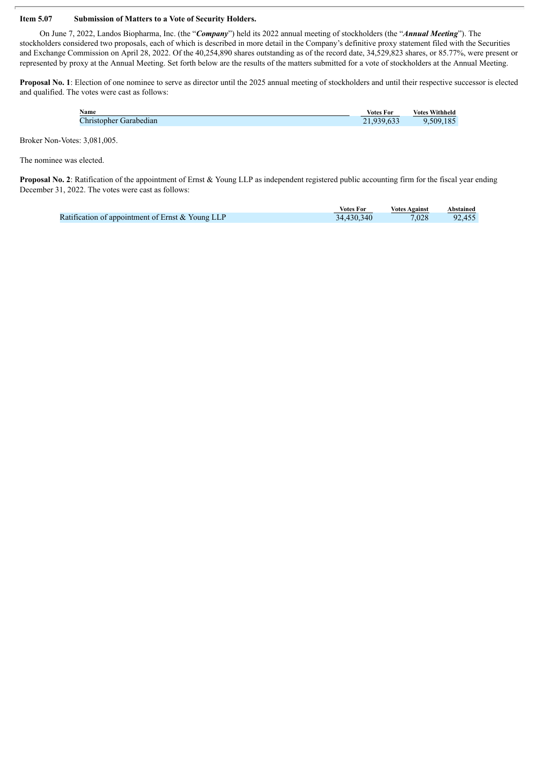**Item 5.07 Submission of Matters to a Vote of Security Holders.**

On June 7, 2022, Landos Biopharma, Inc. (the "***Company***") held its 2022 annual meeting of stockholders (the "***Annual Meeting***"). The stockholders considered two proposals, each of which is described in more detail in the Company's definitive proxy statement filed with the Securities and Exchange Commission on April 28, 2022. Of the 40,254,890 shares outstanding as of the record date, 34,529,823 shares, or 85.77%, were present or represented by proxy at the Annual Meeting. Set forth below are the results of the matters submitted for a vote of stockholders at the Annual Meeting.

**Proposal No. 1**: Election of one nominee to serve as director until the 2025 annual meeting of stockholders and until their respective successor is elected and qualified. The votes were cast as follows:

| Name | Votes For | Votes Withheld |
|---|---|---|
| Christopher Garabedian | 21,939,633 | 9,509,185 |

Broker Non-Votes: 3,081,005.

The nominee was elected.

**Proposal No. 2**: Ratification of the appointment of Ernst & Young LLP as independent registered public accounting firm for the fiscal year ending December 31, 2022. The votes were cast as follows:

| | Votes For | Votes Against | Abstained |
|---|---|---|---|
| Ratification of appointment of Ernst & Young LLP | 34,430,340 | 7,028 | 92,455 |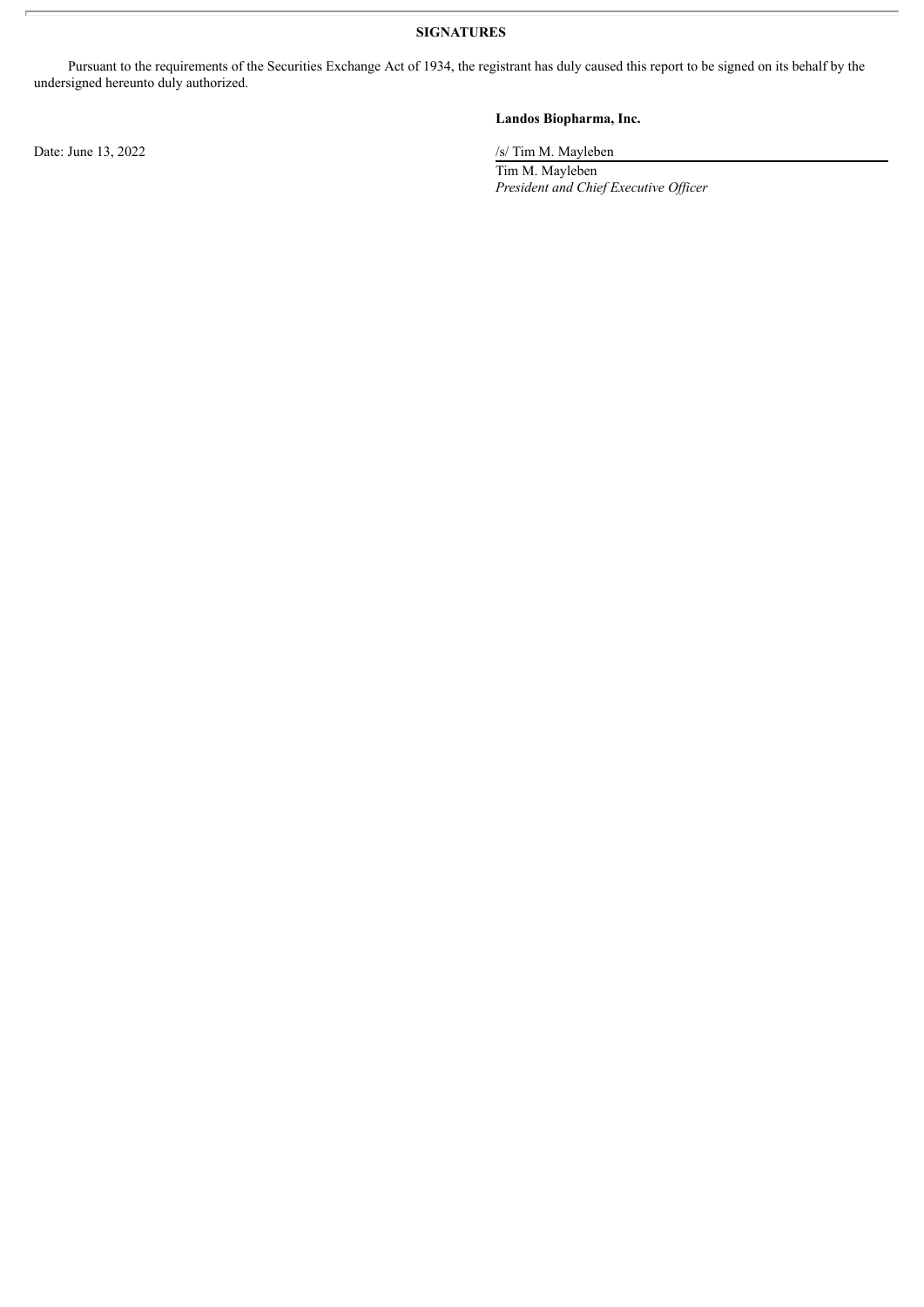**SIGNATURES**

Pursuant to the requirements of the Securities Exchange Act of 1934, the registrant has duly caused this report to be signed on its behalf by the undersigned hereunto duly authorized.

**Landos Biopharma, Inc.**

Date: June 13, 2022

/s/ Tim M. Mayleben

Tim M. Mayleben

*President and Chief Executive Officer*